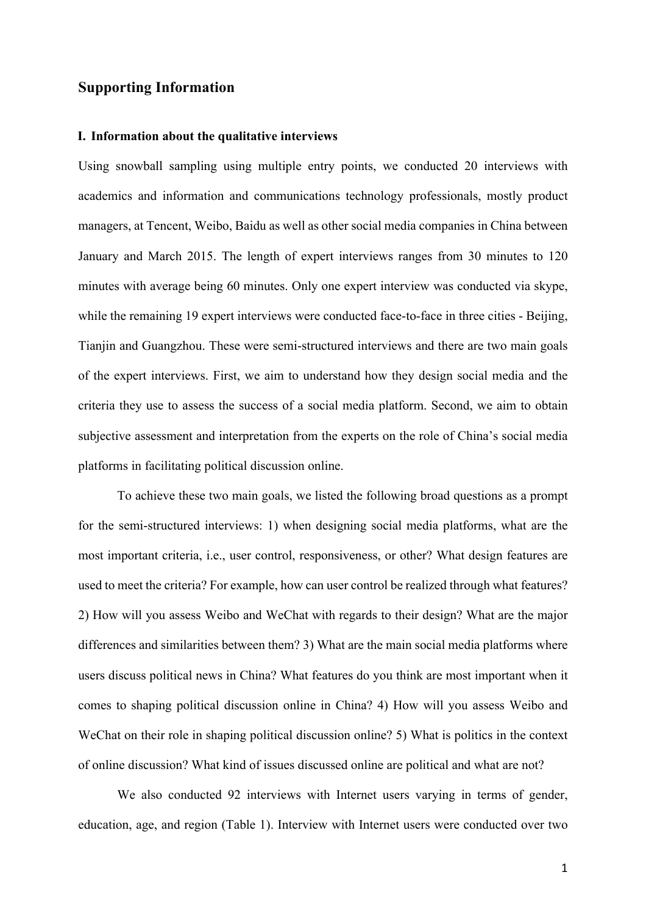# Supporting Information

## I. Information about the qualitative interviews

Using snowball sampling using multiple entry points, we conducted 20 interviews with academics and information and communications technology professionals, mostly product managers, at Tencent, Weibo, Baidu as well as other social media companies in China between January and March 2015. The length of expert interviews ranges from 30 minutes to 120 minutes with average being 60 minutes. Only one expert interview was conducted via skype, while the remaining 19 expert interviews were conducted face-to-face in three cities - Beijing, Tianjin and Guangzhou. These were semi-structured interviews and there are two main goals of the expert interviews. First, we aim to understand how they design social media and the criteria they use to assess the success of a social media platform. Second, we aim to obtain subjective assessment and interpretation from the experts on the role of China's social media platforms in facilitating political discussion online.

To achieve these two main goals, we listed the following broad questions as a prompt for the semi-structured interviews: 1) when designing social media platforms, what are the most important criteria, i.e., user control, responsiveness, or other? What design features are used to meet the criteria? For example, how can user control be realized through what features? 2) How will you assess Weibo and WeChat with regards to their design? What are the major differences and similarities between them? 3) What are the main social media platforms where users discuss political news in China? What features do you think are most important when it comes to shaping political discussion online in China? 4) How will you assess Weibo and WeChat on their role in shaping political discussion online? 5) What is politics in the context of online discussion? What kind of issues discussed online are political and what are not?

We also conducted 92 interviews with Internet users varying in terms of gender, education, age, and region (Table 1). Interview with Internet users were conducted over two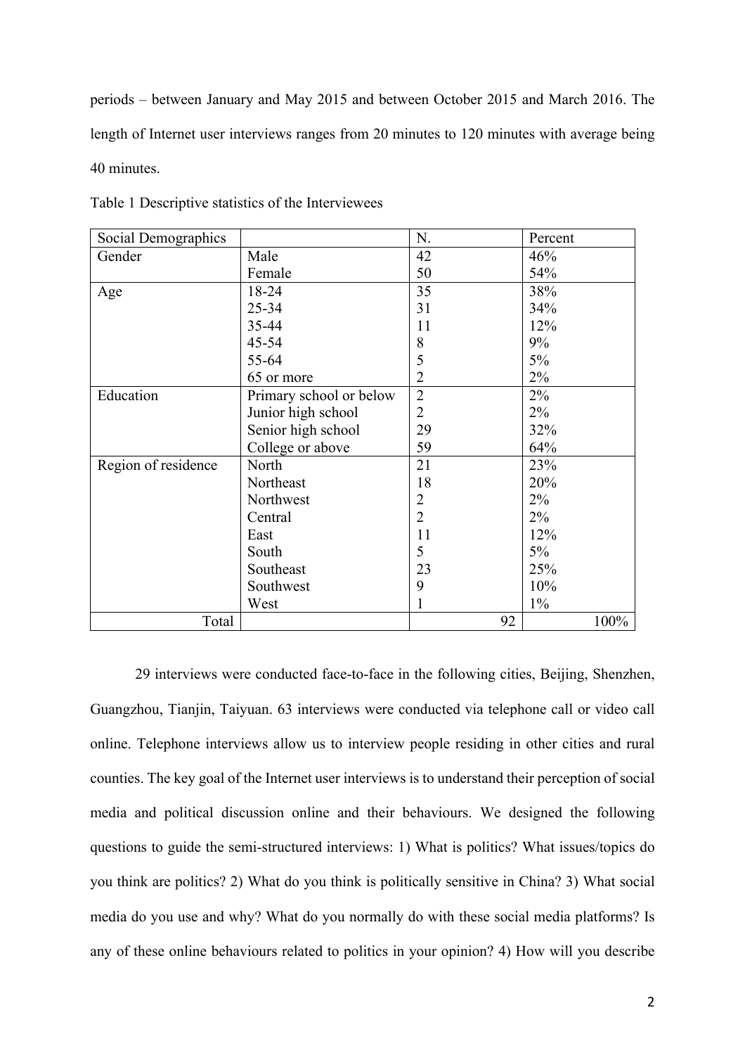periods – between January and May 2015 and between October 2015 and March 2016. The length of Internet user interviews ranges from 20 minutes to 120 minutes with average being 40 minutes.

Table 1 Descriptive statistics of the Interviewees

| Social Demographics | | N. | Percent |
|---|---|---|---|
| Gender | Male | 42 | 46% |
| | Female | 50 | 54% |
| Age | 18-24 | 35 | 38% |
| | 25-34 | 31 | 34% |
| | 35-44 | 11 | 12% |
| | 45-54 | 8 | 9% |
| | 55-64 | 5 | 5% |
| | 65 or more | 2 | 2% |
| Education | Primary school or below | 2 | 2% |
| | Junior high school | 2 | 2% |
| | Senior high school | 29 | 32% |
| | College or above | 59 | 64% |
| Region of residence | North | 21 | 23% |
| | Northeast | 18 | 20% |
| | Northwest | 2 | 2% |
| | Central | 2 | 2% |
| | East | 11 | 12% |
| | South | 5 | 5% |
| | Southeast | 23 | 25% |
| | Southwest | 9 | 10% |
| | West | 1 | 1% |
| Total | | 92 | 100% |

29 interviews were conducted face-to-face in the following cities, Beijing, Shenzhen, Guangzhou, Tianjin, Taiyuan. 63 interviews were conducted via telephone call or video call online. Telephone interviews allow us to interview people residing in other cities and rural counties. The key goal of the Internet user interviews is to understand their perception of social media and political discussion online and their behaviours. We designed the following questions to guide the semi-structured interviews: 1) What is politics? What issues/topics do you think are politics? 2) What do you think is politically sensitive in China? 3) What social media do you use and why? What do you normally do with these social media platforms? Is any of these online behaviours related to politics in your opinion? 4) How will you describe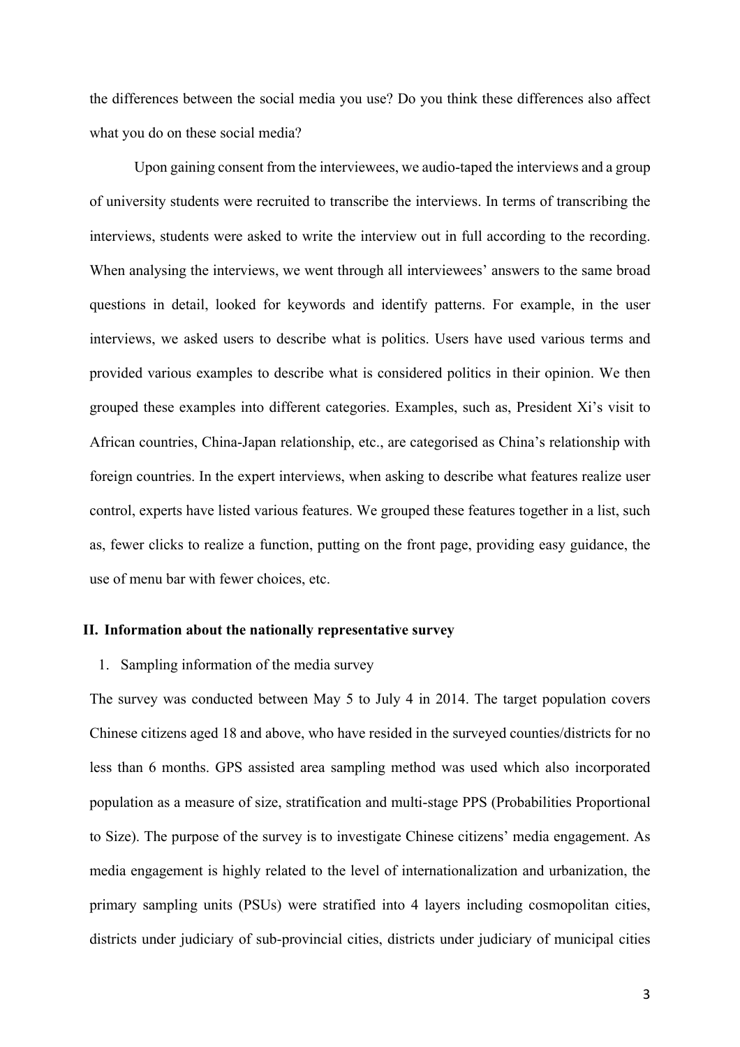the differences between the social media you use? Do you think these differences also affect what you do on these social media?

Upon gaining consent from the interviewees, we audio-taped the interviews and a group of university students were recruited to transcribe the interviews. In terms of transcribing the interviews, students were asked to write the interview out in full according to the recording. When analysing the interviews, we went through all interviewees' answers to the same broad questions in detail, looked for keywords and identify patterns. For example, in the user interviews, we asked users to describe what is politics. Users have used various terms and provided various examples to describe what is considered politics in their opinion. We then grouped these examples into different categories. Examples, such as, President Xi's visit to African countries, China-Japan relationship, etc., are categorised as China's relationship with foreign countries. In the expert interviews, when asking to describe what features realize user control, experts have listed various features. We grouped these features together in a list, such as, fewer clicks to realize a function, putting on the front page, providing easy guidance, the use of menu bar with fewer choices, etc.

## II. Information about the nationally representative survey

1. Sampling information of the media survey

The survey was conducted between May 5 to July 4 in 2014. The target population covers Chinese citizens aged 18 and above, who have resided in the surveyed counties/districts for no less than 6 months. GPS assisted area sampling method was used which also incorporated population as a measure of size, stratification and multi-stage PPS (Probabilities Proportional to Size). The purpose of the survey is to investigate Chinese citizens' media engagement. As media engagement is highly related to the level of internationalization and urbanization, the primary sampling units (PSUs) were stratified into 4 layers including cosmopolitan cities, districts under judiciary of sub-provincial cities, districts under judiciary of municipal cities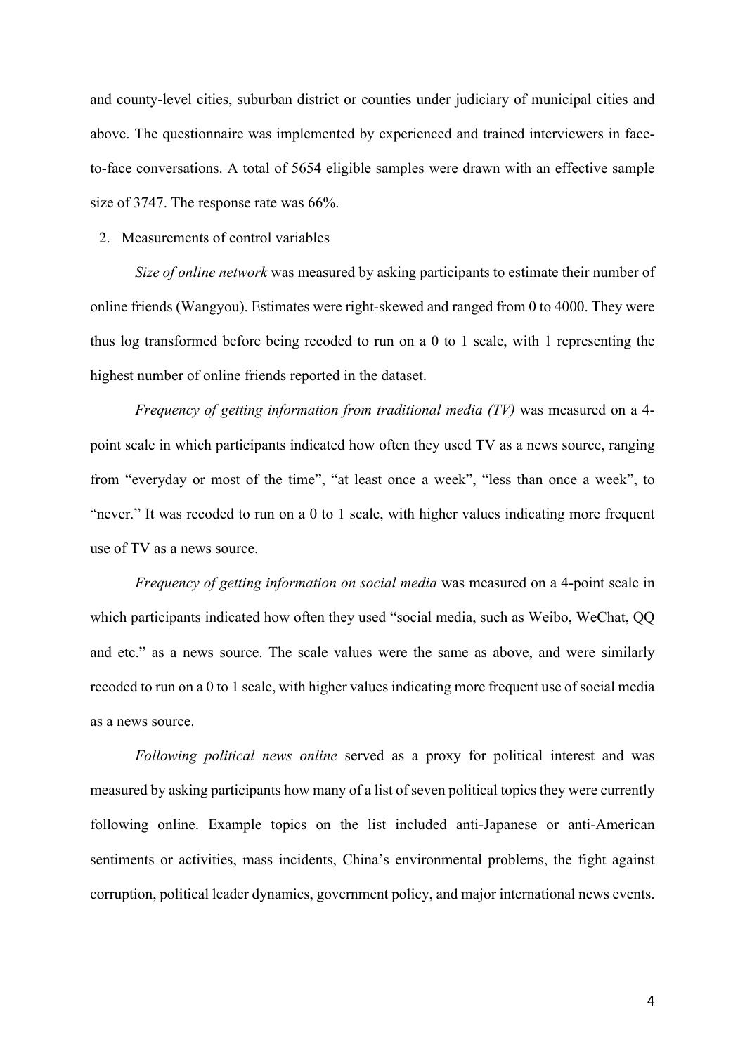and county-level cities, suburban district or counties under judiciary of municipal cities and above. The questionnaire was implemented by experienced and trained interviewers in face-to-face conversations. A total of 5654 eligible samples were drawn with an effective sample size of 3747. The response rate was 66%.

2. Measurements of control variables

*Size of online network* was measured by asking participants to estimate their number of online friends (Wangyou). Estimates were right-skewed and ranged from 0 to 4000. They were thus log transformed before being recoded to run on a 0 to 1 scale, with 1 representing the highest number of online friends reported in the dataset.

*Frequency of getting information from traditional media (TV)* was measured on a 4-point scale in which participants indicated how often they used TV as a news source, ranging from "everyday or most of the time", "at least once a week", "less than once a week", to "never." It was recoded to run on a 0 to 1 scale, with higher values indicating more frequent use of TV as a news source.

*Frequency of getting information on social media* was measured on a 4-point scale in which participants indicated how often they used "social media, such as Weibo, WeChat, QQ and etc." as a news source. The scale values were the same as above, and were similarly recoded to run on a 0 to 1 scale, with higher values indicating more frequent use of social media as a news source.

*Following political news online* served as a proxy for political interest and was measured by asking participants how many of a list of seven political topics they were currently following online. Example topics on the list included anti-Japanese or anti-American sentiments or activities, mass incidents, China's environmental problems, the fight against corruption, political leader dynamics, government policy, and major international news events.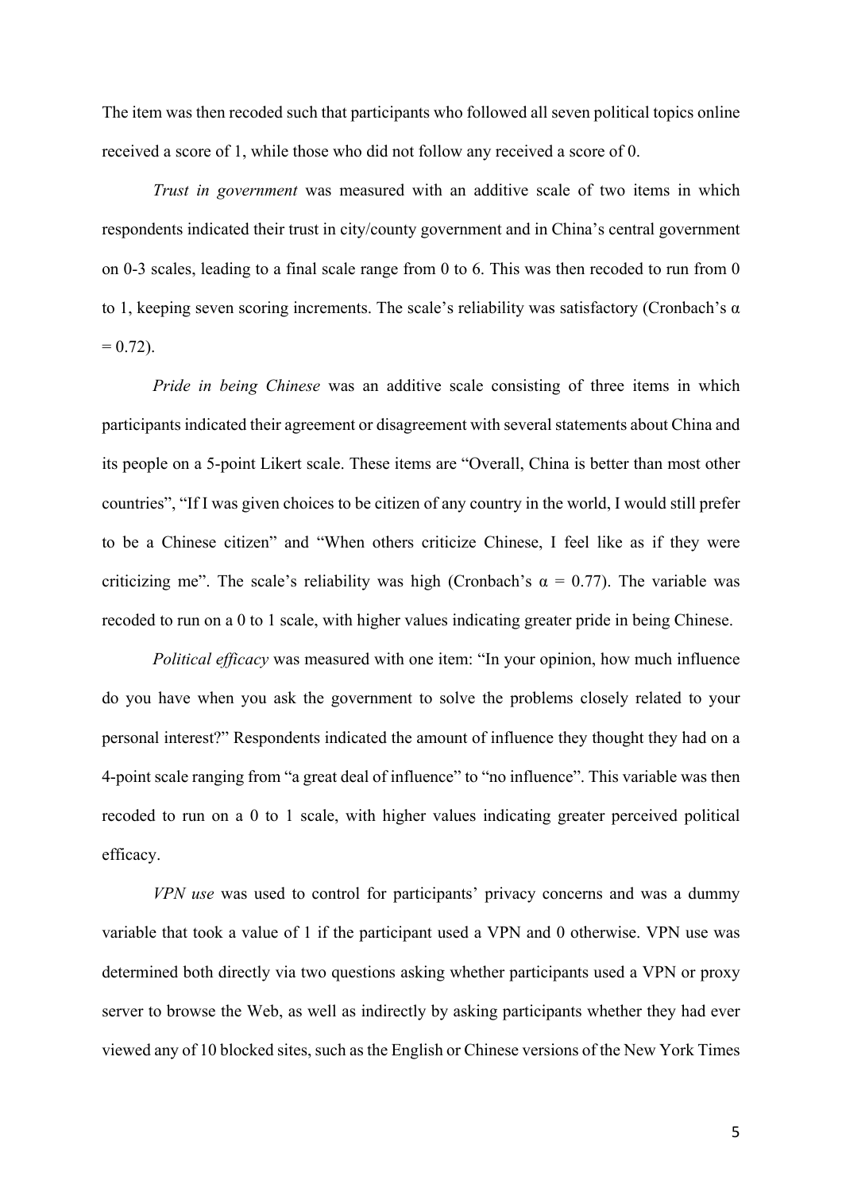The item was then recoded such that participants who followed all seven political topics online received a score of 1, while those who did not follow any received a score of 0.

*Trust in government* was measured with an additive scale of two items in which respondents indicated their trust in city/county government and in China's central government on 0-3 scales, leading to a final scale range from 0 to 6. This was then recoded to run from 0 to 1, keeping seven scoring increments. The scale's reliability was satisfactory (Cronbach's $\alpha = 0.72$).

*Pride in being Chinese* was an additive scale consisting of three items in which participants indicated their agreement or disagreement with several statements about China and its people on a 5-point Likert scale. These items are "Overall, China is better than most other countries", "If I was given choices to be citizen of any country in the world, I would still prefer to be a Chinese citizen" and "When others criticize Chinese, I feel like as if they were criticizing me". The scale's reliability was high (Cronbach's $\alpha = 0.77$). The variable was recoded to run on a 0 to 1 scale, with higher values indicating greater pride in being Chinese.

*Political efficacy* was measured with one item: "In your opinion, how much influence do you have when you ask the government to solve the problems closely related to your personal interest?" Respondents indicated the amount of influence they thought they had on a 4-point scale ranging from "a great deal of influence" to "no influence". This variable was then recoded to run on a 0 to 1 scale, with higher values indicating greater perceived political efficacy.

*VPN use* was used to control for participants' privacy concerns and was a dummy variable that took a value of 1 if the participant used a VPN and 0 otherwise. VPN use was determined both directly via two questions asking whether participants used a VPN or proxy server to browse the Web, as well as indirectly by asking participants whether they had ever viewed any of 10 blocked sites, such as the English or Chinese versions of the New York Times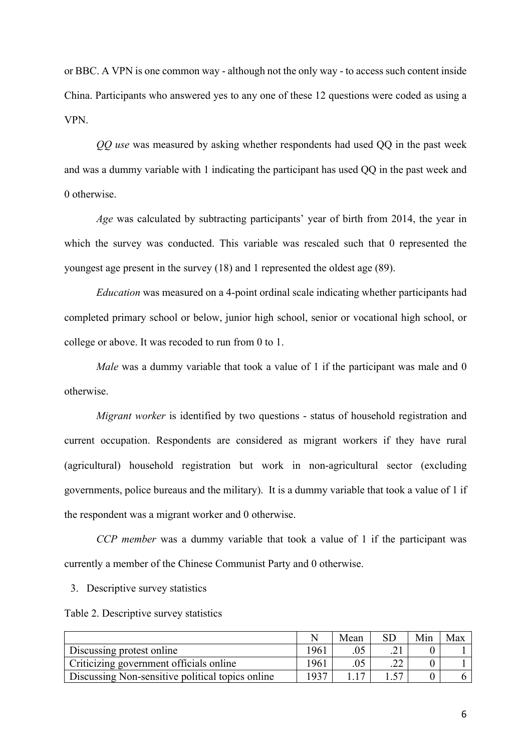or BBC. A VPN is one common way - although not the only way - to access such content inside China. Participants who answered yes to any one of these 12 questions were coded as using a VPN.

*QQ use* was measured by asking whether respondents had used QQ in the past week and was a dummy variable with 1 indicating the participant has used QQ in the past week and 0 otherwise.

*Age* was calculated by subtracting participants' year of birth from 2014, the year in which the survey was conducted. This variable was rescaled such that 0 represented the youngest age present in the survey (18) and 1 represented the oldest age (89).

*Education* was measured on a 4-point ordinal scale indicating whether participants had completed primary school or below, junior high school, senior or vocational high school, or college or above. It was recoded to run from 0 to 1.

*Male* was a dummy variable that took a value of 1 if the participant was male and 0 otherwise.

*Migrant worker* is identified by two questions - status of household registration and current occupation. Respondents are considered as migrant workers if they have rural (agricultural) household registration but work in non-agricultural sector (excluding governments, police bureaus and the military). It is a dummy variable that took a value of 1 if the respondent was a migrant worker and 0 otherwise.

*CCP member* was a dummy variable that took a value of 1 if the participant was currently a member of the Chinese Communist Party and 0 otherwise.

3. Descriptive survey statistics

Table 2. Descriptive survey statistics

| | N | Mean | SD | Min | Max |
|---|---|---|---|---|---|
| Discussing protest online | 1961 | .05 | .21 | 0 | 1 |
| Criticizing government officials online | 1961 | .05 | .22 | 0 | 1 |
| Discussing Non-sensitive political topics online | 1937 | 1.17 | 1.57 | 0 | 6 |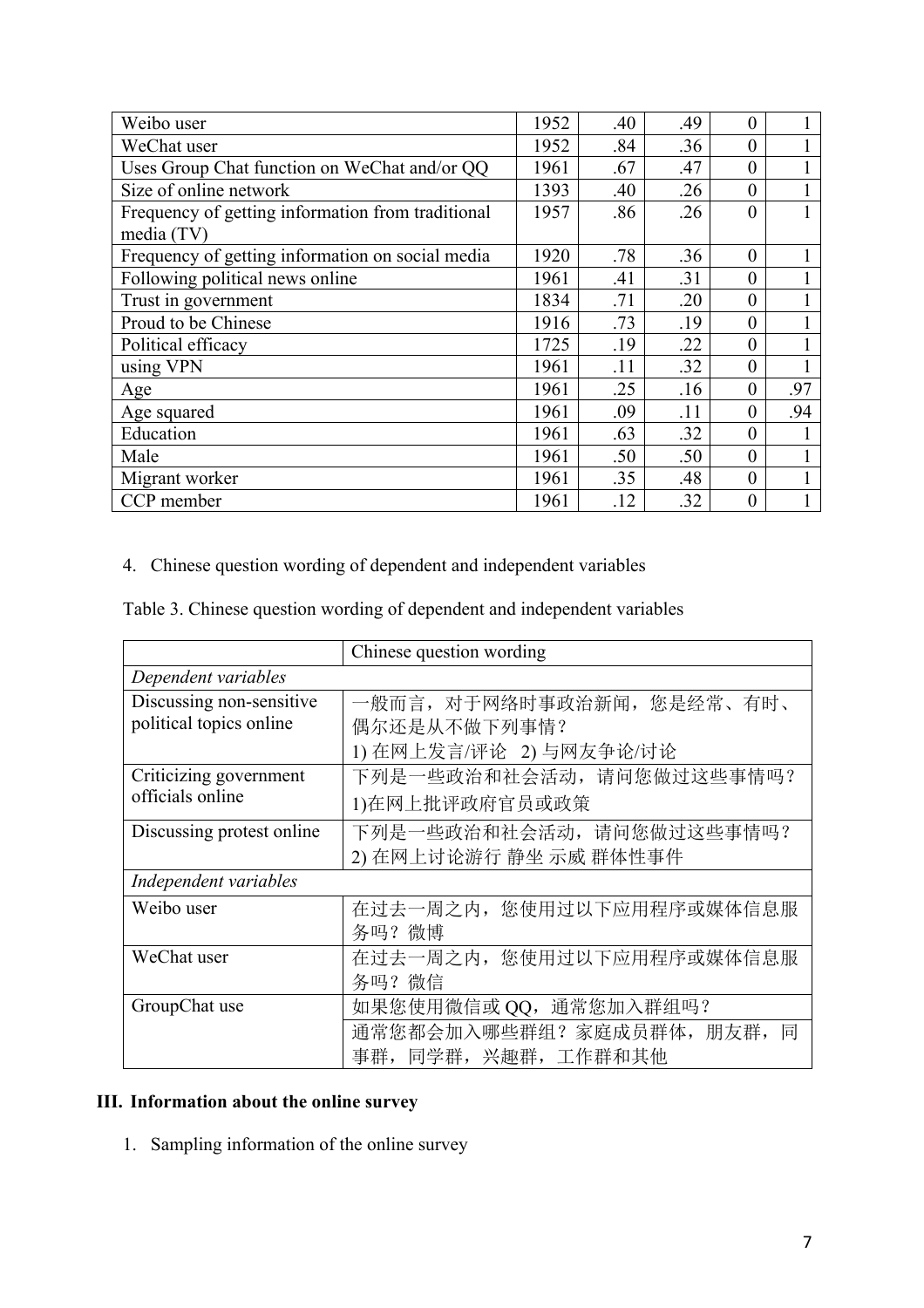| | | | | | |
|---|---|---|---|---|---|
| Weibo user | 1952 | .40 | .49 | 0 | 1 |
| WeChat user | 1952 | .84 | .36 | 0 | 1 |
| Uses Group Chat function on WeChat and/or QQ | 1961 | .67 | .47 | 0 | 1 |
| Size of online network | 1393 | .40 | .26 | 0 | 1 |
| Frequency of getting information from traditional media (TV) | 1957 | .86 | .26 | 0 | 1 |
| Frequency of getting information on social media | 1920 | .78 | .36 | 0 | 1 |
| Following political news online | 1961 | .41 | .31 | 0 | 1 |
| Trust in government | 1834 | .71 | .20 | 0 | 1 |
| Proud to be Chinese | 1916 | .73 | .19 | 0 | 1 |
| Political efficacy | 1725 | .19 | .22 | 0 | 1 |
| using VPN | 1961 | .11 | .32 | 0 | 1 |
| Age | 1961 | .25 | .16 | 0 | .97 |
| Age squared | 1961 | .09 | .11 | 0 | .94 |
| Education | 1961 | .63 | .32 | 0 | 1 |
| Male | 1961 | .50 | .50 | 0 | 1 |
| Migrant worker | 1961 | .35 | .48 | 0 | 1 |
| CCP member | 1961 | .12 | .32 | 0 | 1 |

4. Chinese question wording of dependent and independent variables

Table 3. Chinese question wording of dependent and independent variables

| | Chinese question wording |
|---|---|
| *Dependent variables* | |
| Discussing non-sensitive political topics online | 一般而言，对于网络时事政治新闻，您是经常、有时、偶尔还是从不做下列事情？<br>1) 在网上发言/评论 2) 与网友争论/讨论 |
| Criticizing government officials online | 下列是一些政治和社会活动，请问您做过这些事情吗？<br>1)在网上批评政府官员或政策 |
| Discussing protest online | 下列是一些政治和社会活动，请问您做过这些事情吗？<br>2) 在网上讨论游行 静坐 示威 群体性事件 |
| *Independent variables* | |
| Weibo user | 在过去一周之内，您使用过以下应用程序或媒体信息服务吗？微博 |
| WeChat user | 在过去一周之内，您使用过以下应用程序或媒体信息服务吗？微信 |
| GroupChat use | 如果您使用微信或 QQ，通常您加入群组吗？ |
| | 通常您都会加入哪些群组？家庭成员群体，朋友群，同事群，同学群，兴趣群，工作群和其他 |

## III. Information about the online survey

1. Sampling information of the online survey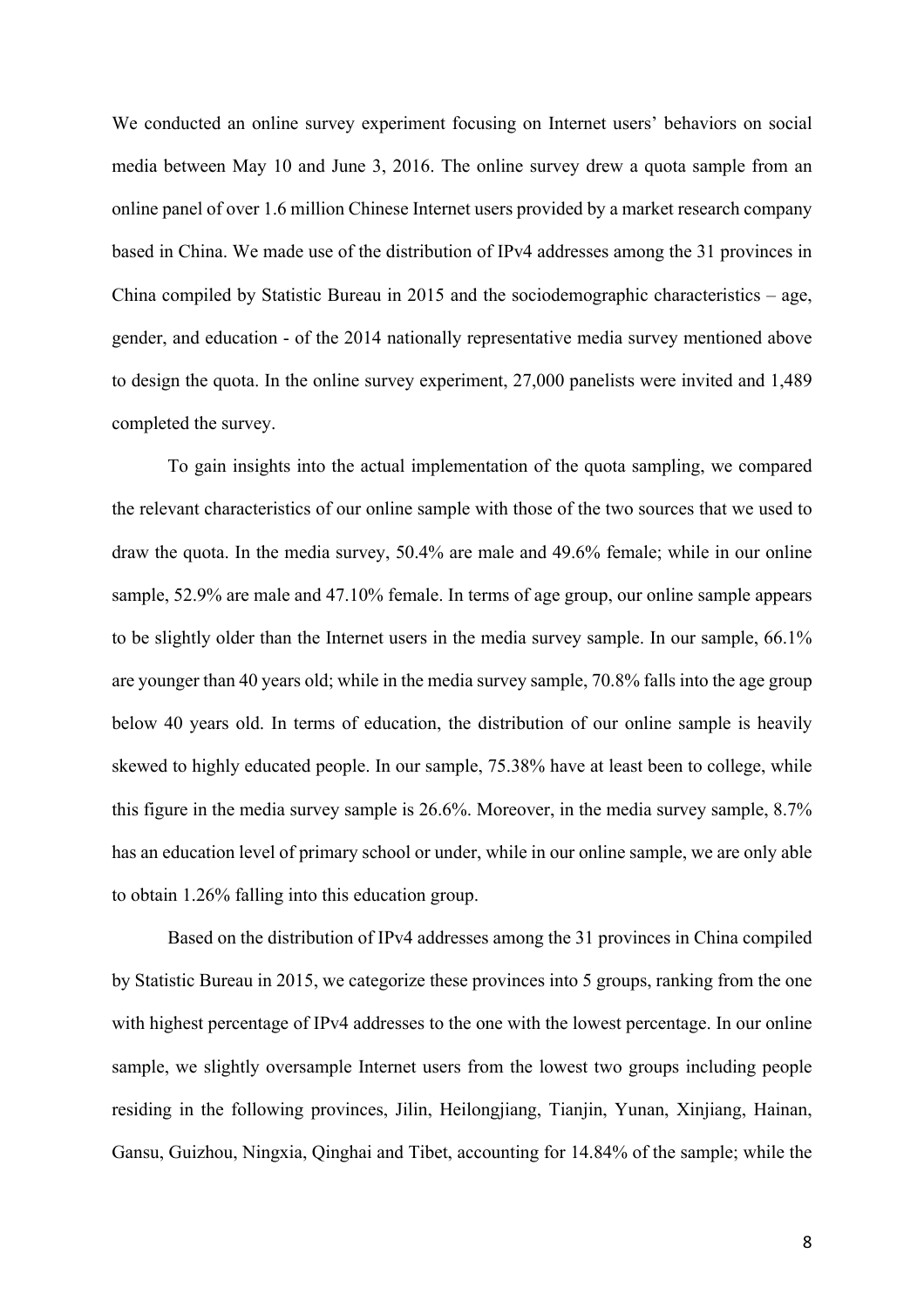We conducted an online survey experiment focusing on Internet users' behaviors on social media between May 10 and June 3, 2016. The online survey drew a quota sample from an online panel of over 1.6 million Chinese Internet users provided by a market research company based in China. We made use of the distribution of IPv4 addresses among the 31 provinces in China compiled by Statistic Bureau in 2015 and the sociodemographic characteristics – age, gender, and education - of the 2014 nationally representative media survey mentioned above to design the quota. In the online survey experiment, 27,000 panelists were invited and 1,489 completed the survey.

To gain insights into the actual implementation of the quota sampling, we compared the relevant characteristics of our online sample with those of the two sources that we used to draw the quota. In the media survey, 50.4% are male and 49.6% female; while in our online sample, 52.9% are male and 47.10% female. In terms of age group, our online sample appears to be slightly older than the Internet users in the media survey sample. In our sample, 66.1% are younger than 40 years old; while in the media survey sample, 70.8% falls into the age group below 40 years old. In terms of education, the distribution of our online sample is heavily skewed to highly educated people. In our sample, 75.38% have at least been to college, while this figure in the media survey sample is 26.6%. Moreover, in the media survey sample, 8.7% has an education level of primary school or under, while in our online sample, we are only able to obtain 1.26% falling into this education group.

Based on the distribution of IPv4 addresses among the 31 provinces in China compiled by Statistic Bureau in 2015, we categorize these provinces into 5 groups, ranking from the one with highest percentage of IPv4 addresses to the one with the lowest percentage. In our online sample, we slightly oversample Internet users from the lowest two groups including people residing in the following provinces, Jilin, Heilongjiang, Tianjin, Yunan, Xinjiang, Hainan, Gansu, Guizhou, Ningxia, Qinghai and Tibet, accounting for 14.84% of the sample; while the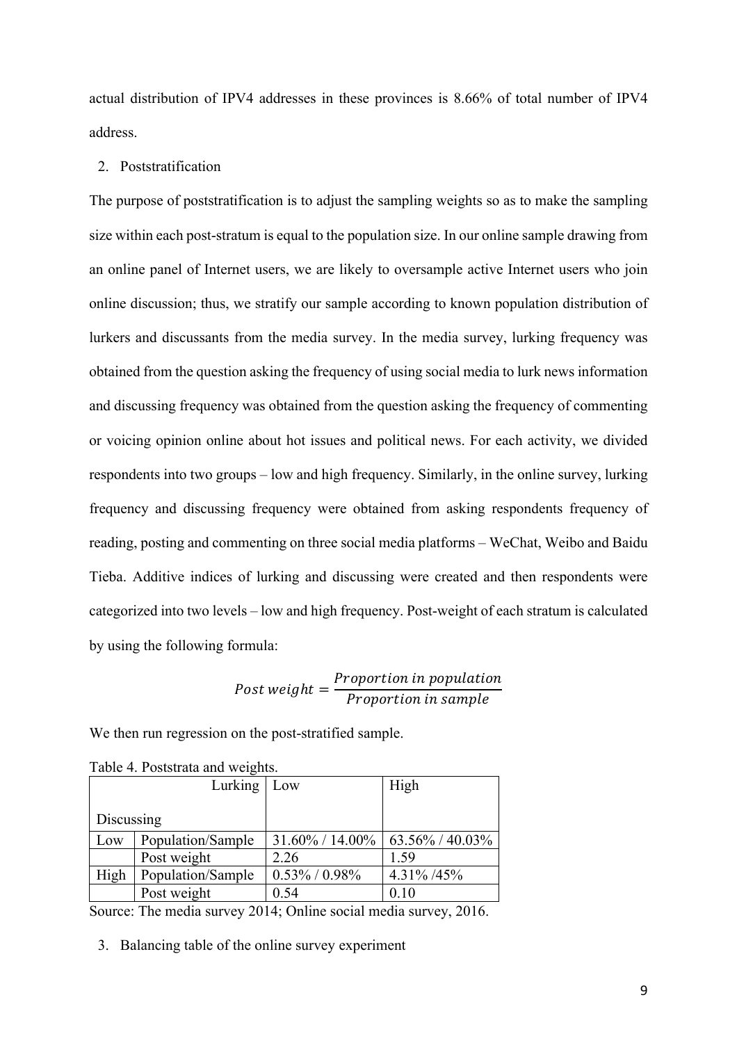actual distribution of IPV4 addresses in these provinces is 8.66% of total number of IPV4 address.

2. Poststratification

The purpose of poststratification is to adjust the sampling weights so as to make the sampling size within each post-stratum is equal to the population size. In our online sample drawing from an online panel of Internet users, we are likely to oversample active Internet users who join online discussion; thus, we stratify our sample according to known population distribution of lurkers and discussants from the media survey. In the media survey, lurking frequency was obtained from the question asking the frequency of using social media to lurk news information and discussing frequency was obtained from the question asking the frequency of commenting or voicing opinion online about hot issues and political news. For each activity, we divided respondents into two groups – low and high frequency. Similarly, in the online survey, lurking frequency and discussing frequency were obtained from asking respondents frequency of reading, posting and commenting on three social media platforms – WeChat, Weibo and Baidu Tieba. Additive indices of lurking and discussing were created and then respondents were categorized into two levels – low and high frequency. Post-weight of each stratum is calculated by using the following formula:

$$Post\ weight = \frac{Proportion\ in\ population}{Proportion\ in\ sample}$$

We then run regression on the post-stratified sample.

Table 4. Poststrata and weights.

| Discussing | Lurking | Low | High |
|---|---|---|---|
| Low | Population/Sample | 31.60% / 14.00% | 63.56% / 40.03% |
| | Post weight | 2.26 | 1.59 |
| High | Population/Sample | 0.53% / 0.98% | 4.31% /45% |
| | Post weight | 0.54 | 0.10 |

Source: The media survey 2014; Online social media survey, 2016.

3. Balancing table of the online survey experiment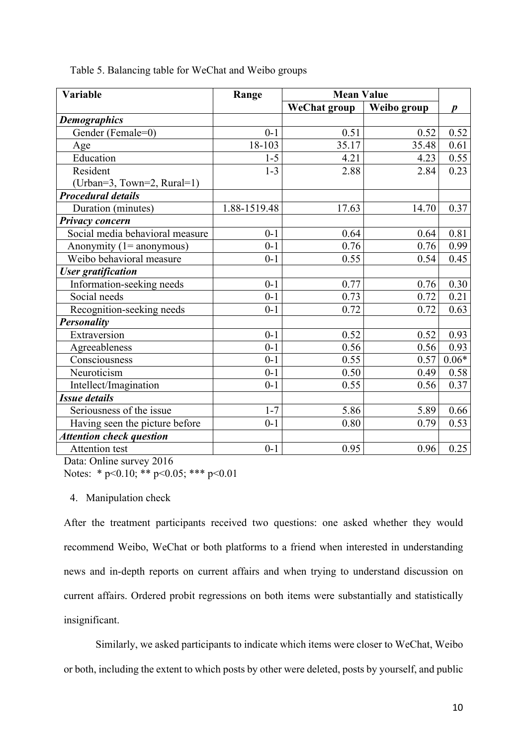Table 5. Balancing table for WeChat and Weibo groups

| Variable | Range | Mean Value | | |
|---|---|---|---|---|
| | | WeChat group | Weibo group | *p* |
| ***Demographics*** | | | | |
| Gender (Female=0) | 0-1 | 0.51 | 0.52 | 0.52 |
| Age | 18-103 | 35.17 | 35.48 | 0.61 |
| Education | 1-5 | 4.21 | 4.23 | 0.55 |
| Resident (Urban=3, Town=2, Rural=1) | 1-3 | 2.88 | 2.84 | 0.23 |
| ***Procedural details*** | | | | |
| Duration (minutes) | 1.88-1519.48 | 17.63 | 14.70 | 0.37 |
| ***Privacy concern*** | | | | |
| Social media behavioral measure | 0-1 | 0.64 | 0.64 | 0.81 |
| Anonymity (1= anonymous) | 0-1 | 0.76 | 0.76 | 0.99 |
| Weibo behavioral measure | 0-1 | 0.55 | 0.54 | 0.45 |
| ***User gratification*** | | | | |
| Information-seeking needs | 0-1 | 0.77 | 0.76 | 0.30 |
| Social needs | 0-1 | 0.73 | 0.72 | 0.21 |
| Recognition-seeking needs | 0-1 | 0.72 | 0.72 | 0.63 |
| ***Personality*** | | | | |
| Extraversion | 0-1 | 0.52 | 0.52 | 0.93 |
| Agreeableness | 0-1 | 0.56 | 0.56 | 0.93 |
| Consciousness | 0-1 | 0.55 | 0.57 | 0.06* |
| Neuroticism | 0-1 | 0.50 | 0.49 | 0.58 |
| Intellect/Imagination | 0-1 | 0.55 | 0.56 | 0.37 |
| ***Issue details*** | | | | |
| Seriousness of the issue | 1-7 | 5.86 | 5.89 | 0.66 |
| Having seen the picture before | 0-1 | 0.80 | 0.79 | 0.53 |
| ***Attention check question*** | | | | |
| Attention test | 0-1 | 0.95 | 0.96 | 0.25 |

Data: Online survey 2016

Notes: * $p<0.10$; ** $p<0.05$; *** $p<0.01$

4. Manipulation check

After the treatment participants received two questions: one asked whether they would recommend Weibo, WeChat or both platforms to a friend when interested in understanding news and in-depth reports on current affairs and when trying to understand discussion on current affairs. Ordered probit regressions on both items were substantially and statistically insignificant.

Similarly, we asked participants to indicate which items were closer to WeChat, Weibo or both, including the extent to which posts by other were deleted, posts by yourself, and public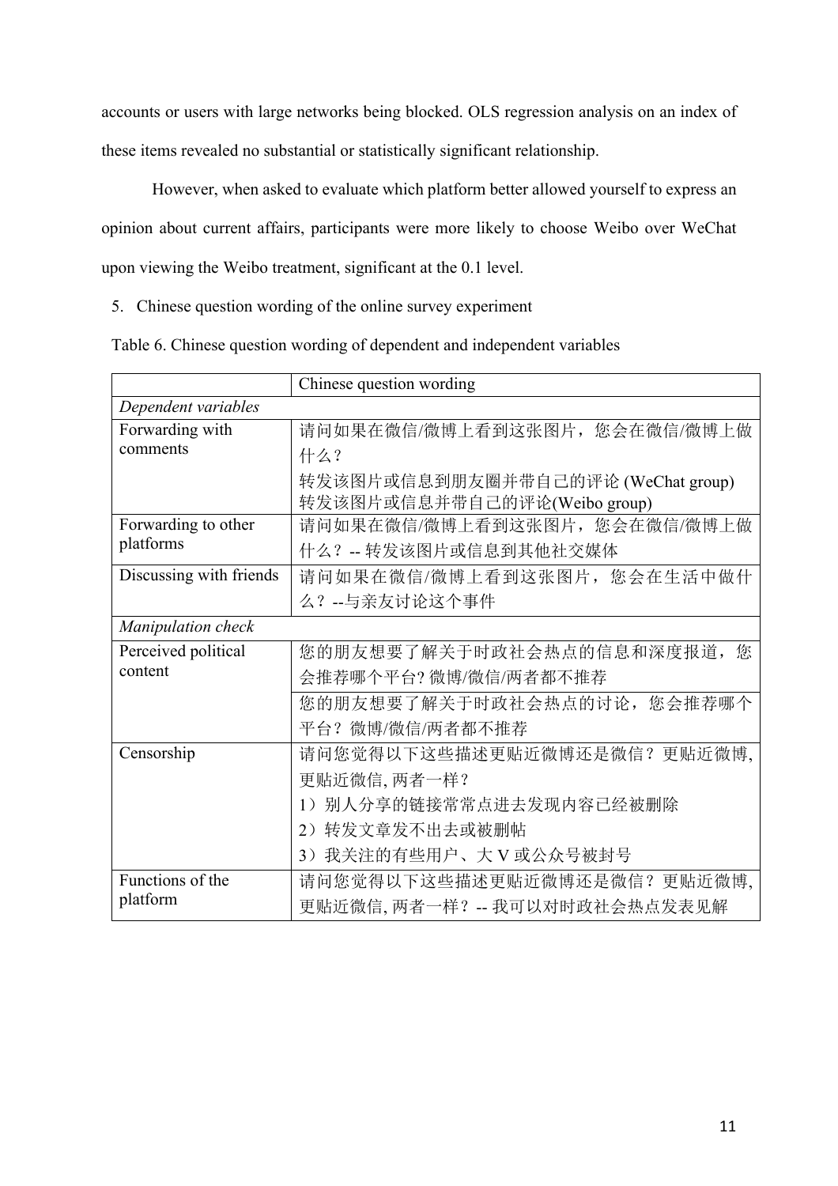accounts or users with large networks being blocked. OLS regression analysis on an index of these items revealed no substantial or statistically significant relationship.

However, when asked to evaluate which platform better allowed yourself to express an opinion about current affairs, participants were more likely to choose Weibo over WeChat upon viewing the Weibo treatment, significant at the 0.1 level.

5. Chinese question wording of the online survey experiment

Table 6. Chinese question wording of dependent and independent variables

| | Chinese question wording |
|---|---|
| *Dependent variables* | |
| Forwarding with comments | 请问如果在微信/微博上看到这张图片，您会在微信/微博上做什么？<br>转发该图片或信息到朋友圈并带自己的评论 (WeChat group)<br>转发该图片或信息并带自己的评论(Weibo group) |
| Forwarding to other platforms | 请问如果在微信/微博上看到这张图片，您会在微信/微博上做什么？-- 转发该图片或信息到其他社交媒体 |
| Discussing with friends | 请问如果在微信/微博上看到这张图片，您会在生活中做什么？--与亲友讨论这个事件 |
| *Manipulation check* | |
| Perceived political content | 您的朋友想要了解关于时政社会热点的信息和深度报道，您会推荐哪个平台? 微博/微信/两者都不推荐 |
| | 您的朋友想要了解关于时政社会热点的讨论，您会推荐哪个平台？微博/微信/两者都不推荐 |
| Censorship | 请问您觉得以下这些描述更贴近微博还是微信？更贴近微博, 更贴近微信, 两者一样？<br>1）别人分享的链接常常点进去发现内容已经被删除<br>2）转发文章发不出去或被删帖<br>3）我关注的有些用户、大V或公众号被封号 |
| Functions of the platform | 请问您觉得以下这些描述更贴近微博还是微信？更贴近微博, 更贴近微信, 两者一样？-- 我可以对时政社会热点发表见解 |